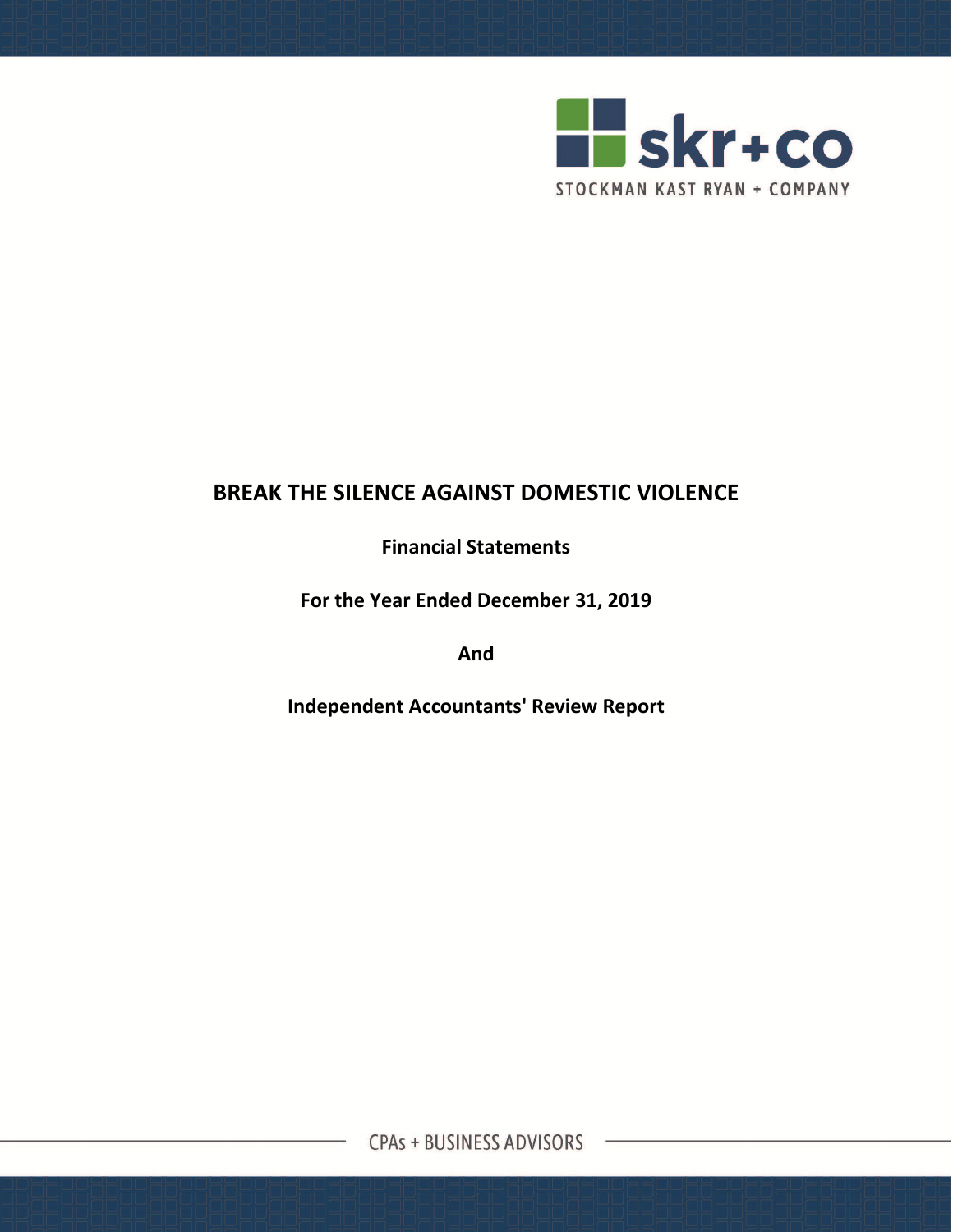skr+co

STOCKMAN KAST RYAN + COMPANY

# BREAK THE SILENCE AGAINST DOMESTIC VIOLENCE

**Financial Statements**

**For the Year Ended December 31, 2019**

**And**

**Independent Accountants' Review Report**

CPAs + BUSINESS ADVISORS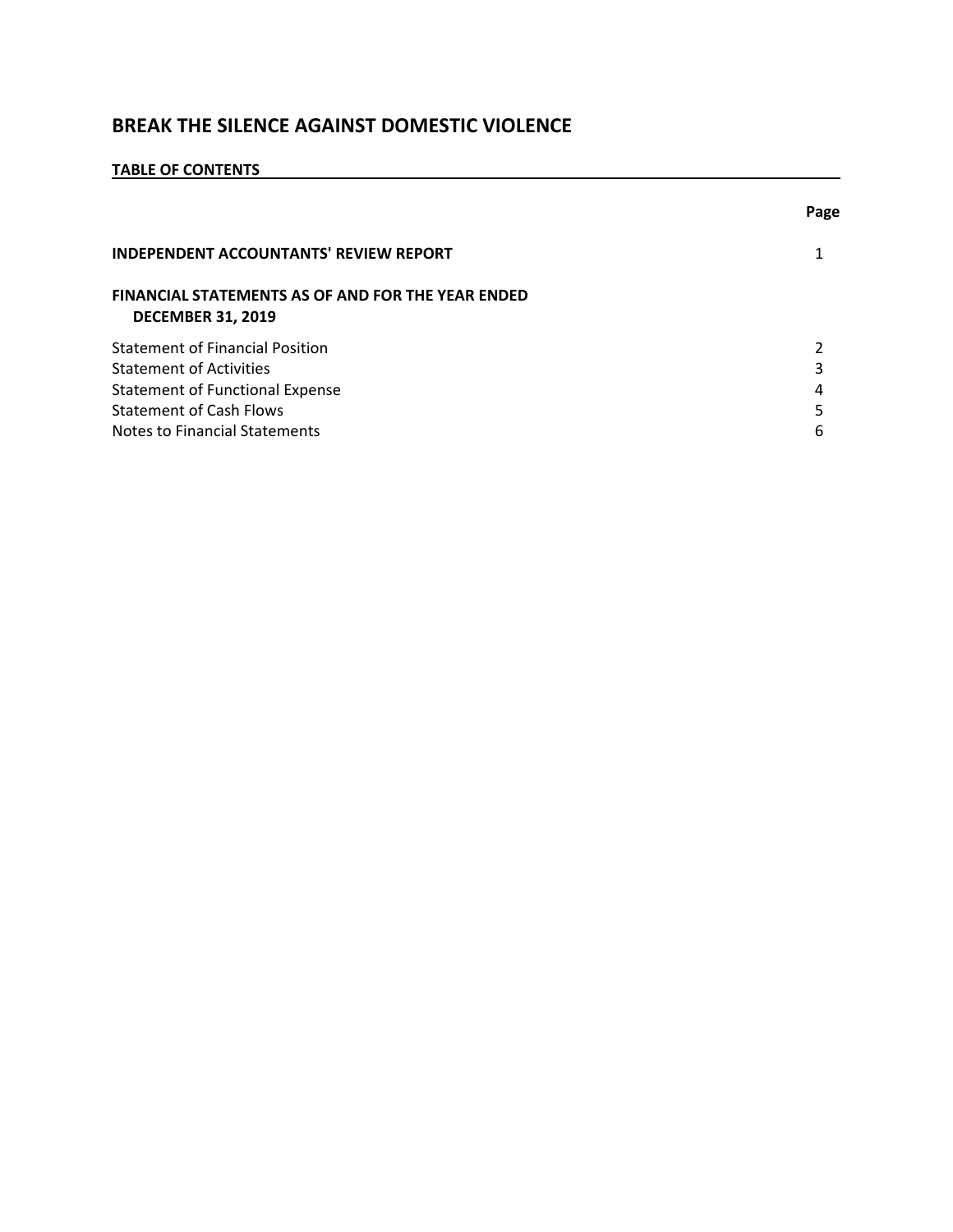# BREAK THE SILENCE AGAINST DOMESTIC VIOLENCE

**TABLE OF CONTENTS**

| | Page |
|---|---|
| **INDEPENDENT ACCOUNTANTS' REVIEW REPORT** | 1 |
| **FINANCIAL STATEMENTS AS OF AND FOR THE YEAR ENDED DECEMBER 31, 2019** | |
| Statement of Financial Position | 2 |
| Statement of Activities | 3 |
| Statement of Functional Expense | 4 |
| Statement of Cash Flows | 5 |
| Notes to Financial Statements | 6 |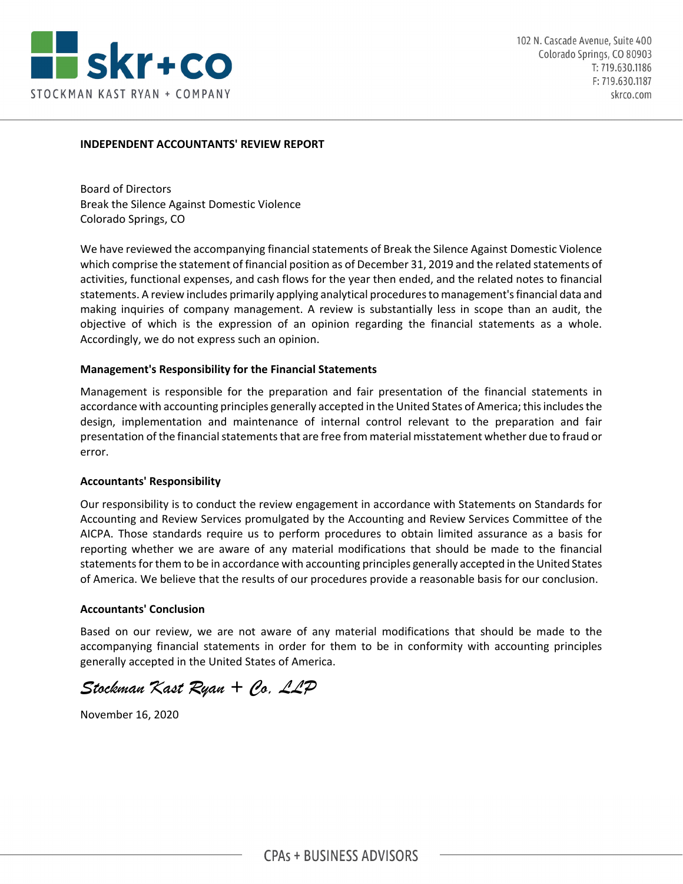# INDEPENDENT ACCOUNTANTS' REVIEW REPORT

Board of Directors
Break the Silence Against Domestic Violence
Colorado Springs, CO

We have reviewed the accompanying financial statements of Break the Silence Against Domestic Violence which comprise the statement of financial position as of December 31, 2019 and the related statements of activities, functional expenses, and cash flows for the year then ended, and the related notes to financial statements. A review includes primarily applying analytical procedures to management's financial data and making inquiries of company management. A review is substantially less in scope than an audit, the objective of which is the expression of an opinion regarding the financial statements as a whole. Accordingly, we do not express such an opinion.

## Management's Responsibility for the Financial Statements

Management is responsible for the preparation and fair presentation of the financial statements in accordance with accounting principles generally accepted in the United States of America; this includes the design, implementation and maintenance of internal control relevant to the preparation and fair presentation of the financial statements that are free from material misstatement whether due to fraud or error.

## Accountants' Responsibility

Our responsibility is to conduct the review engagement in accordance with Statements on Standards for Accounting and Review Services promulgated by the Accounting and Review Services Committee of the AICPA. Those standards require us to perform procedures to obtain limited assurance as a basis for reporting whether we are aware of any material modifications that should be made to the financial statements for them to be in accordance with accounting principles generally accepted in the United States of America. We believe that the results of our procedures provide a reasonable basis for our conclusion.

## Accountants' Conclusion

Based on our review, we are not aware of any material modifications that should be made to the accompanying financial statements in order for them to be in conformity with accounting principles generally accepted in the United States of America.

*Stockman Kast Ryan + Co, LLP*

November 16, 2020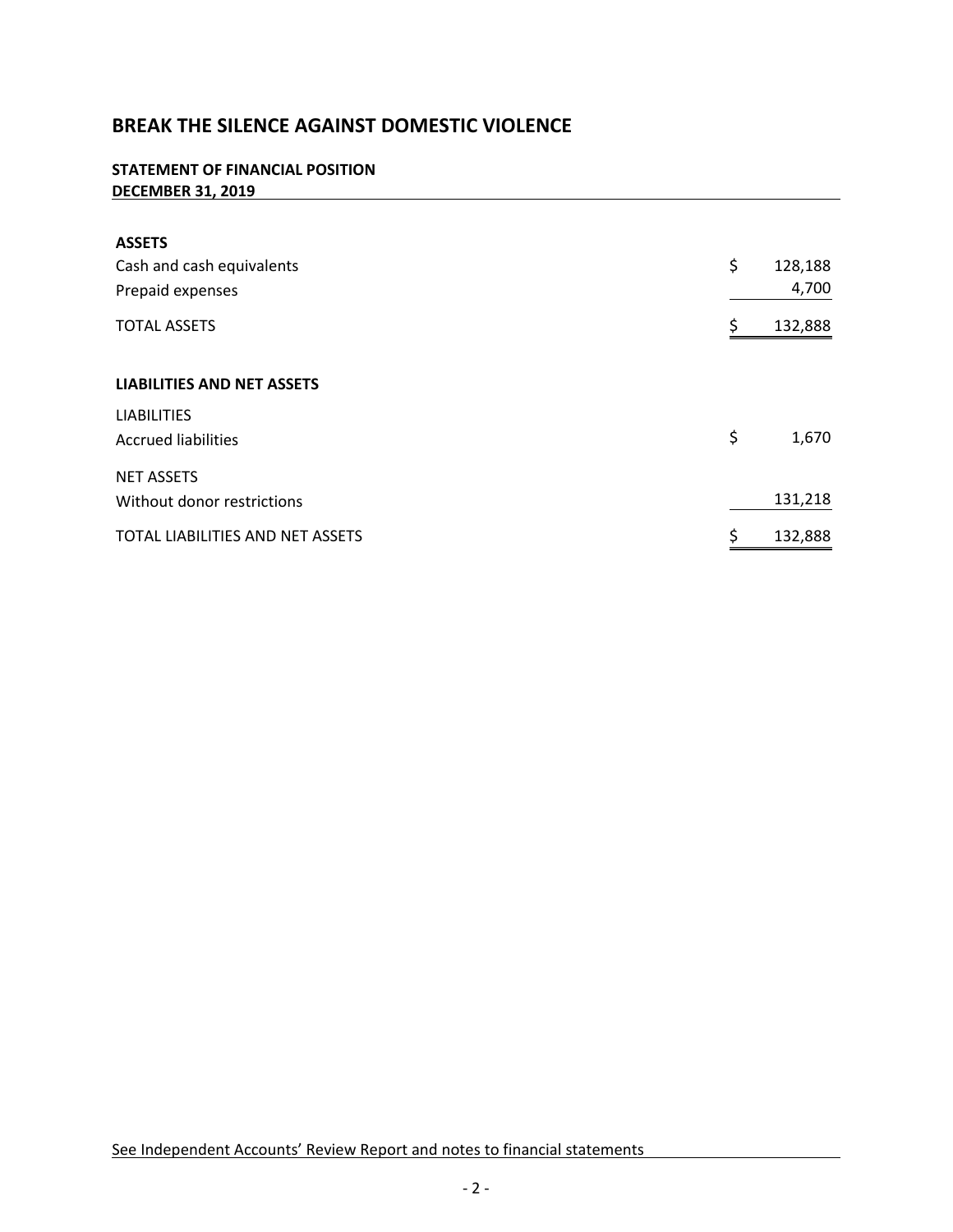# BREAK THE SILENCE AGAINST DOMESTIC VIOLENCE

## STATEMENT OF FINANCIAL POSITION
## DECEMBER 31, 2019

| | |
|---|---|
| **ASSETS** | |
| Cash and cash equivalents | $ 128,188 |
| Prepaid expenses | 4,700 |
| TOTAL ASSETS | $ 132,888 |
| | |
| **LIABILITIES AND NET ASSETS** | |
| LIABILITIES | |
| Accrued liabilities | $ 1,670 |
| NET ASSETS | |
| Without donor restrictions | 131,218 |
| TOTAL LIABILITIES AND NET ASSETS | $ 132,888 |

See Independent Accounts' Review Report and notes to financial statements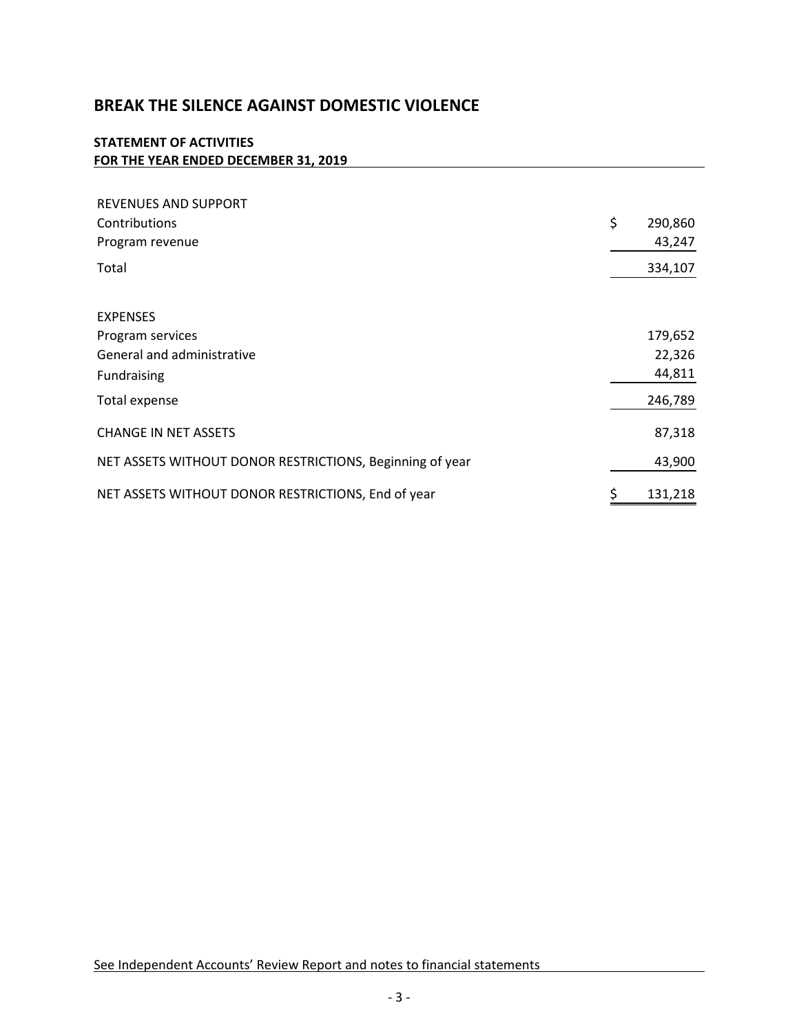# BREAK THE SILENCE AGAINST DOMESTIC VIOLENCE

## STATEMENT OF ACTIVITIES
## FOR THE YEAR ENDED DECEMBER 31, 2019

| | |
|---|---|
| REVENUES AND SUPPORT | |
| Contributions | $ 290,860 |
| Program revenue | 43,247 |
| Total | 334,107 |
| | |
| EXPENSES | |
| Program services | 179,652 |
| General and administrative | 22,326 |
| Fundraising | 44,811 |
| Total expense | 246,789 |
| CHANGE IN NET ASSETS | 87,318 |
| NET ASSETS WITHOUT DONOR RESTRICTIONS, Beginning of year | 43,900 |
| NET ASSETS WITHOUT DONOR RESTRICTIONS, End of year | $ 131,218 |

See Independent Accounts' Review Report and notes to financial statements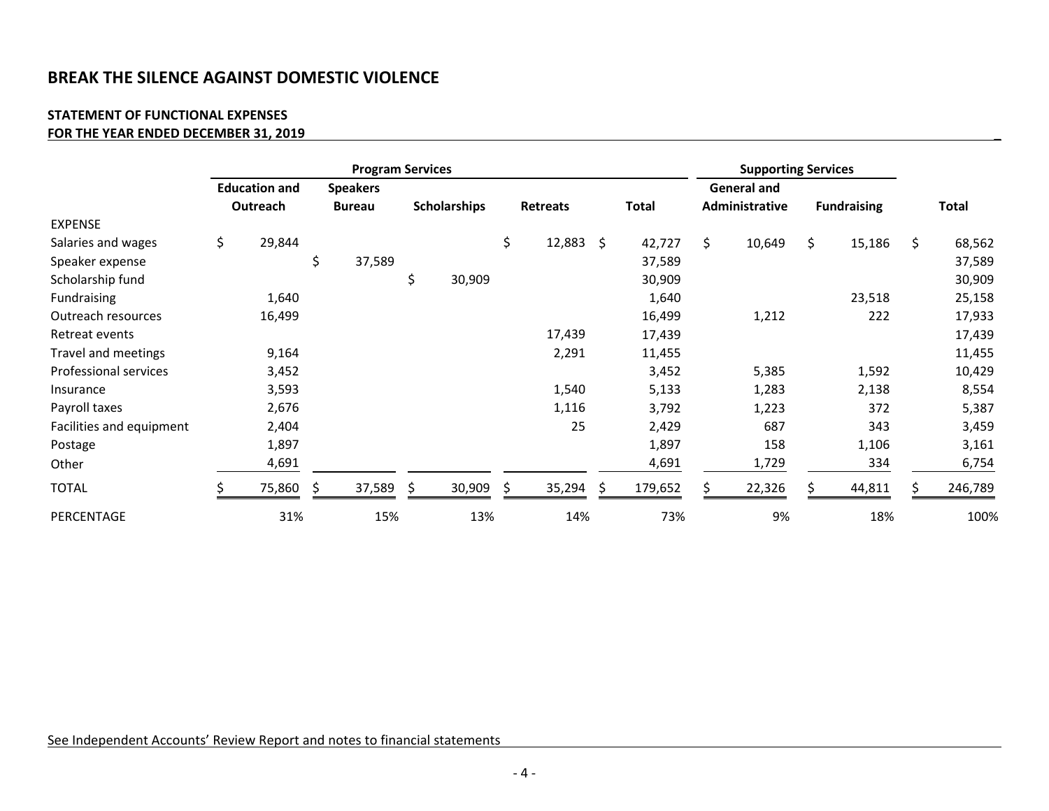# BREAK THE SILENCE AGAINST DOMESTIC VIOLENCE

**STATEMENT OF FUNCTIONAL EXPENSES**
**FOR THE YEAR ENDED DECEMBER 31, 2019**

| | Program Services | | | | | Supporting Services | | |
|---|---|---|---|---|---|---|---|---|
| | Education and Outreach | Speakers Bureau | Scholarships | Retreats | Total | General and Administrative | Fundraising | Total |
| EXPENSE | | | | | | | | |
| Salaries and wages | $ 29,844 | | | $ 12,883 | $ 42,727 | $ 10,649 | $ 15,186 | $ 68,562 |
| Speaker expense | | $ 37,589 | | | 37,589 | | | 37,589 |
| Scholarship fund | | | $ 30,909 | | 30,909 | | | 30,909 |
| Fundraising | 1,640 | | | | 1,640 | | 23,518 | 25,158 |
| Outreach resources | 16,499 | | | | 16,499 | 1,212 | 222 | 17,933 |
| Retreat events | | | | 17,439 | 17,439 | | | 17,439 |
| Travel and meetings | 9,164 | | | 2,291 | 11,455 | | | 11,455 |
| Professional services | 3,452 | | | | 3,452 | 5,385 | 1,592 | 10,429 |
| Insurance | 3,593 | | | 1,540 | 5,133 | 1,283 | 2,138 | 8,554 |
| Payroll taxes | 2,676 | | | 1,116 | 3,792 | 1,223 | 372 | 5,387 |
| Facilities and equipment | 2,404 | | | 25 | 2,429 | 687 | 343 | 3,459 |
| Postage | 1,897 | | | | 1,897 | 158 | 1,106 | 3,161 |
| Other | 4,691 | | | | 4,691 | 1,729 | 334 | 6,754 |
| TOTAL | $ 75,860 | $ 37,589 | $ 30,909 | $ 35,294 | $ 179,652 | $ 22,326 | $ 44,811 | $ 246,789 |
| PERCENTAGE | 31% | 15% | 13% | 14% | 73% | 9% | 18% | 100% |

See Independent Accounts' Review Report and notes to financial statements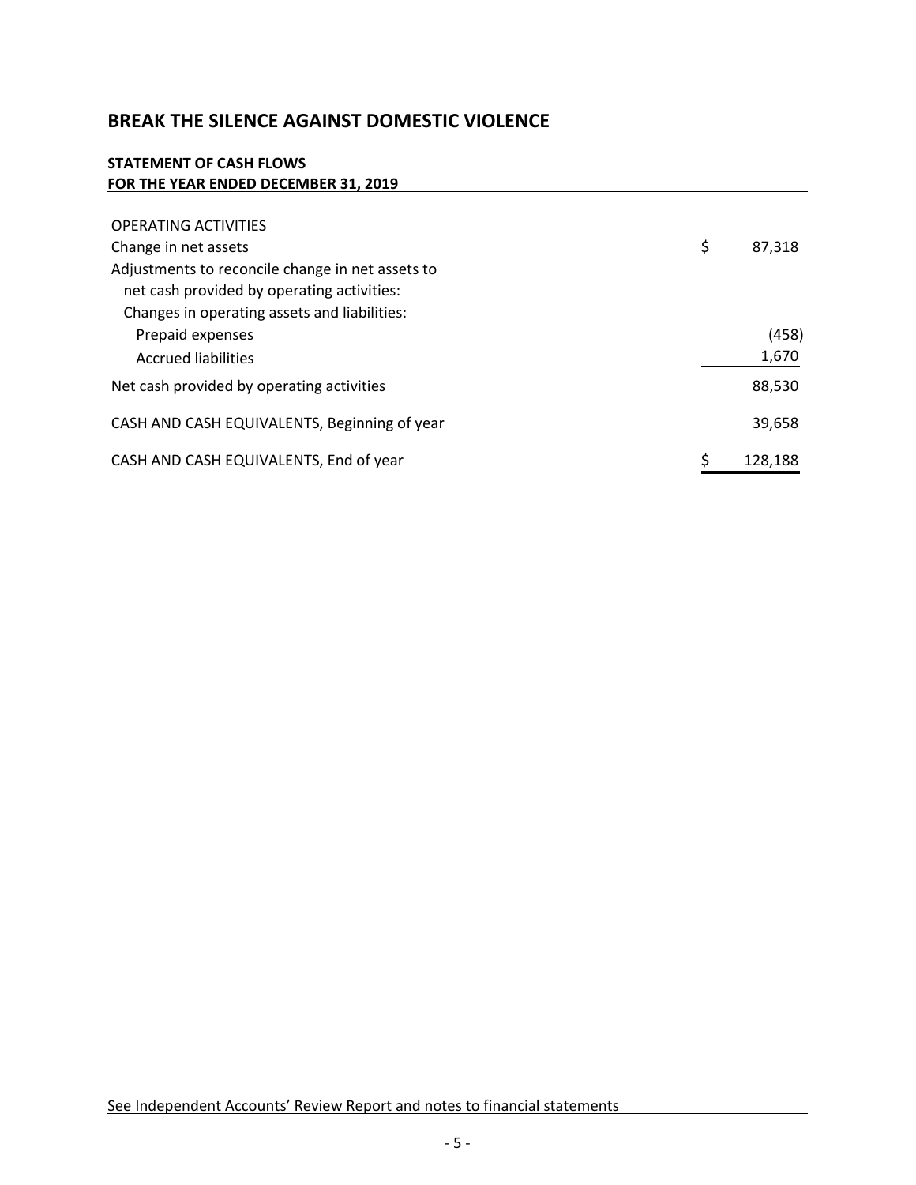# BREAK THE SILENCE AGAINST DOMESTIC VIOLENCE

**STATEMENT OF CASH FLOWS**
**FOR THE YEAR ENDED DECEMBER 31, 2019**

| | |
|---|---|
| OPERATING ACTIVITIES | |
| Change in net assets | $ 87,318 |
| Adjustments to reconcile change in net assets to net cash provided by operating activities: | |
| Changes in operating assets and liabilities: | |
| Prepaid expenses | (458) |
| Accrued liabilities | 1,670 |
| Net cash provided by operating activities | 88,530 |
| CASH AND CASH EQUIVALENTS, Beginning of year | 39,658 |
| CASH AND CASH EQUIVALENTS, End of year | $ 128,188 |

See Independent Accounts' Review Report and notes to financial statements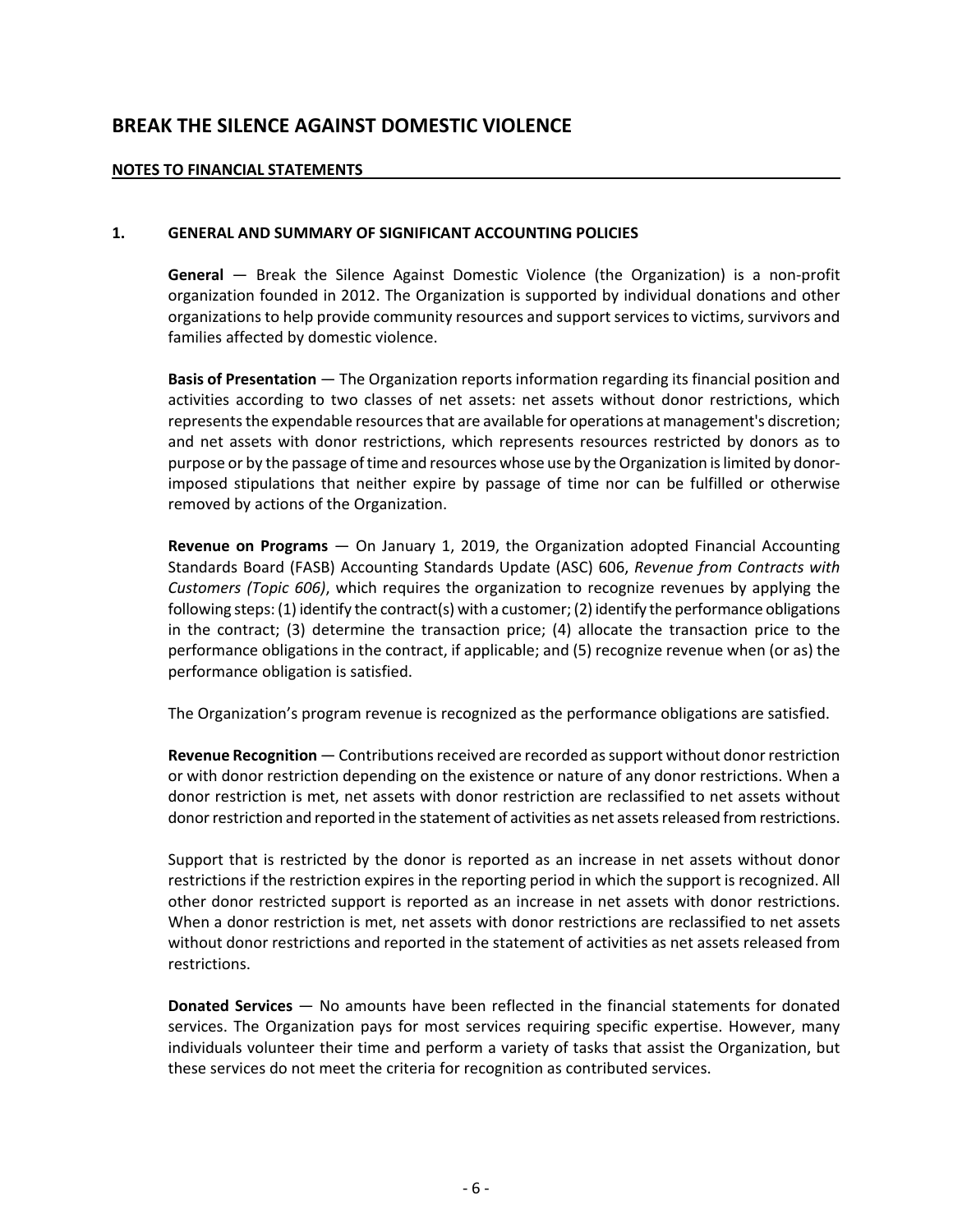# BREAK THE SILENCE AGAINST DOMESTIC VIOLENCE

**NOTES TO FINANCIAL STATEMENTS**

## 1. GENERAL AND SUMMARY OF SIGNIFICANT ACCOUNTING POLICIES

**General** — Break the Silence Against Domestic Violence (the Organization) is a non-profit organization founded in 2012. The Organization is supported by individual donations and other organizations to help provide community resources and support services to victims, survivors and families affected by domestic violence.

**Basis of Presentation** — The Organization reports information regarding its financial position and activities according to two classes of net assets: net assets without donor restrictions, which represents the expendable resources that are available for operations at management's discretion; and net assets with donor restrictions, which represents resources restricted by donors as to purpose or by the passage of time and resources whose use by the Organization is limited by donor-imposed stipulations that neither expire by passage of time nor can be fulfilled or otherwise removed by actions of the Organization.

**Revenue on Programs** — On January 1, 2019, the Organization adopted Financial Accounting Standards Board (FASB) Accounting Standards Update (ASC) 606, *Revenue from Contracts with Customers (Topic 606)*, which requires the organization to recognize revenues by applying the following steps: (1) identify the contract(s) with a customer; (2) identify the performance obligations in the contract; (3) determine the transaction price; (4) allocate the transaction price to the performance obligations in the contract, if applicable; and (5) recognize revenue when (or as) the performance obligation is satisfied.

The Organization's program revenue is recognized as the performance obligations are satisfied.

**Revenue Recognition** — Contributions received are recorded as support without donor restriction or with donor restriction depending on the existence or nature of any donor restrictions. When a donor restriction is met, net assets with donor restriction are reclassified to net assets without donor restriction and reported in the statement of activities as net assets released from restrictions.

Support that is restricted by the donor is reported as an increase in net assets without donor restrictions if the restriction expires in the reporting period in which the support is recognized. All other donor restricted support is reported as an increase in net assets with donor restrictions. When a donor restriction is met, net assets with donor restrictions are reclassified to net assets without donor restrictions and reported in the statement of activities as net assets released from restrictions.

**Donated Services** — No amounts have been reflected in the financial statements for donated services. The Organization pays for most services requiring specific expertise. However, many individuals volunteer their time and perform a variety of tasks that assist the Organization, but these services do not meet the criteria for recognition as contributed services.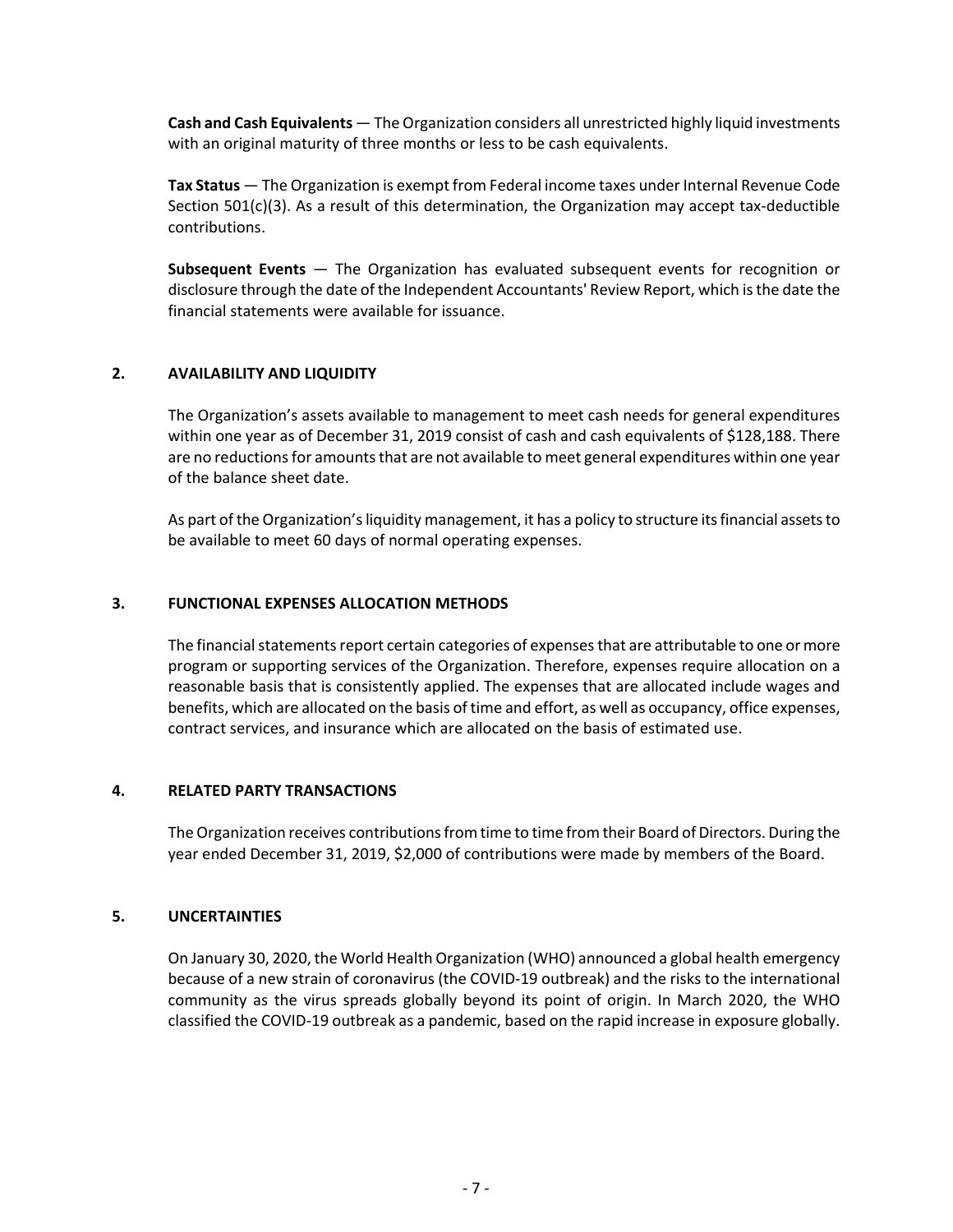**Cash and Cash Equivalents** — The Organization considers all unrestricted highly liquid investments with an original maturity of three months or less to be cash equivalents.

**Tax Status** — The Organization is exempt from Federal income taxes under Internal Revenue Code Section 501(c)(3). As a result of this determination, the Organization may accept tax-deductible contributions.

**Subsequent Events** — The Organization has evaluated subsequent events for recognition or disclosure through the date of the Independent Accountants' Review Report, which is the date the financial statements were available for issuance.

## 2. AVAILABILITY AND LIQUIDITY

The Organization's assets available to management to meet cash needs for general expenditures within one year as of December 31, 2019 consist of cash and cash equivalents of $128,188. There are no reductions for amounts that are not available to meet general expenditures within one year of the balance sheet date.

As part of the Organization's liquidity management, it has a policy to structure its financial assets to be available to meet 60 days of normal operating expenses.

## 3. FUNCTIONAL EXPENSES ALLOCATION METHODS

The financial statements report certain categories of expenses that are attributable to one or more program or supporting services of the Organization. Therefore, expenses require allocation on a reasonable basis that is consistently applied. The expenses that are allocated include wages and benefits, which are allocated on the basis of time and effort, as well as occupancy, office expenses, contract services, and insurance which are allocated on the basis of estimated use.

## 4. RELATED PARTY TRANSACTIONS

The Organization receives contributions from time to time from their Board of Directors. During the year ended December 31, 2019, $2,000 of contributions were made by members of the Board.

## 5. UNCERTAINTIES

On January 30, 2020, the World Health Organization (WHO) announced a global health emergency because of a new strain of coronavirus (the COVID-19 outbreak) and the risks to the international community as the virus spreads globally beyond its point of origin. In March 2020, the WHO classified the COVID-19 outbreak as a pandemic, based on the rapid increase in exposure globally.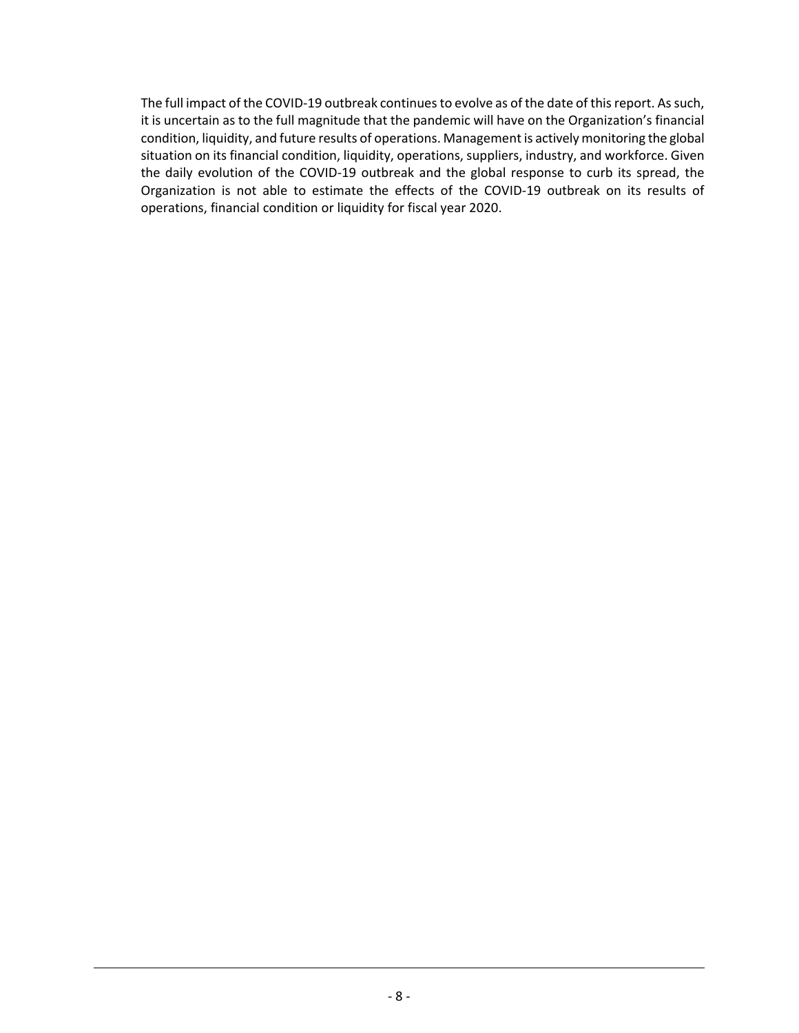The full impact of the COVID-19 outbreak continues to evolve as of the date of this report. As such, it is uncertain as to the full magnitude that the pandemic will have on the Organization's financial condition, liquidity, and future results of operations. Management is actively monitoring the global situation on its financial condition, liquidity, operations, suppliers, industry, and workforce. Given the daily evolution of the COVID-19 outbreak and the global response to curb its spread, the Organization is not able to estimate the effects of the COVID-19 outbreak on its results of operations, financial condition or liquidity for fiscal year 2020.